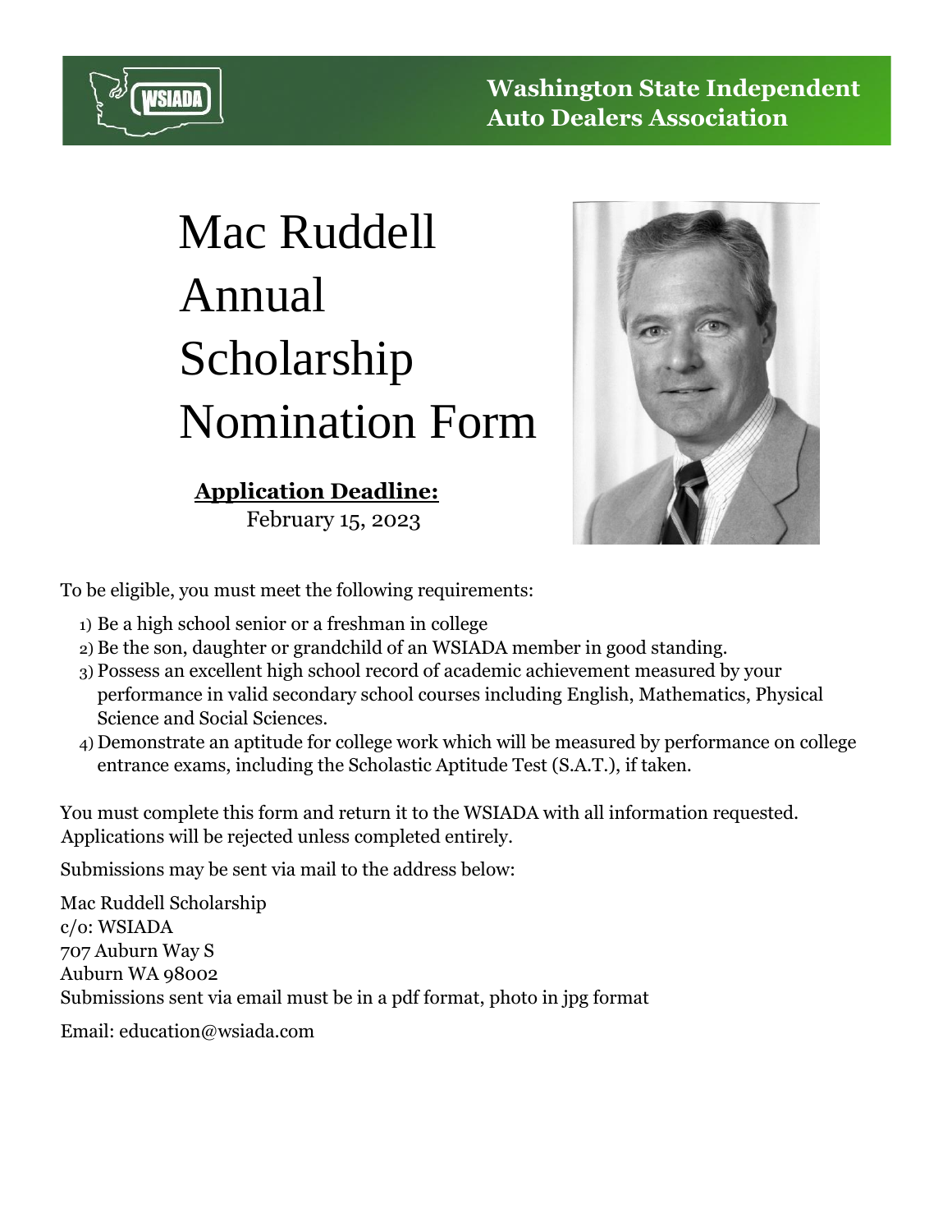**Washington State Independent Auto Dealers Association**

# Mac Ruddell Annual Scholarship Nomination Form

**Application Deadline:**
February 15, 2023

To be eligible, you must meet the following requirements:

1) Be a high school senior or a freshman in college
2) Be the son, daughter or grandchild of an WSIADA member in good standing.
3) Possess an excellent high school record of academic achievement measured by your performance in valid secondary school courses including English, Mathematics, Physical Science and Social Sciences.
4) Demonstrate an aptitude for college work which will be measured by performance on college entrance exams, including the Scholastic Aptitude Test (S.A.T.), if taken.

You must complete this form and return it to the WSIADA with all information requested. Applications will be rejected unless completed entirely.

Submissions may be sent via mail to the address below:

Mac Ruddell Scholarship
c/o: WSIADA
707 Auburn Way S
Auburn WA 98002
Submissions sent via email must be in a pdf format, photo in jpg format

Email: education@wsiada.com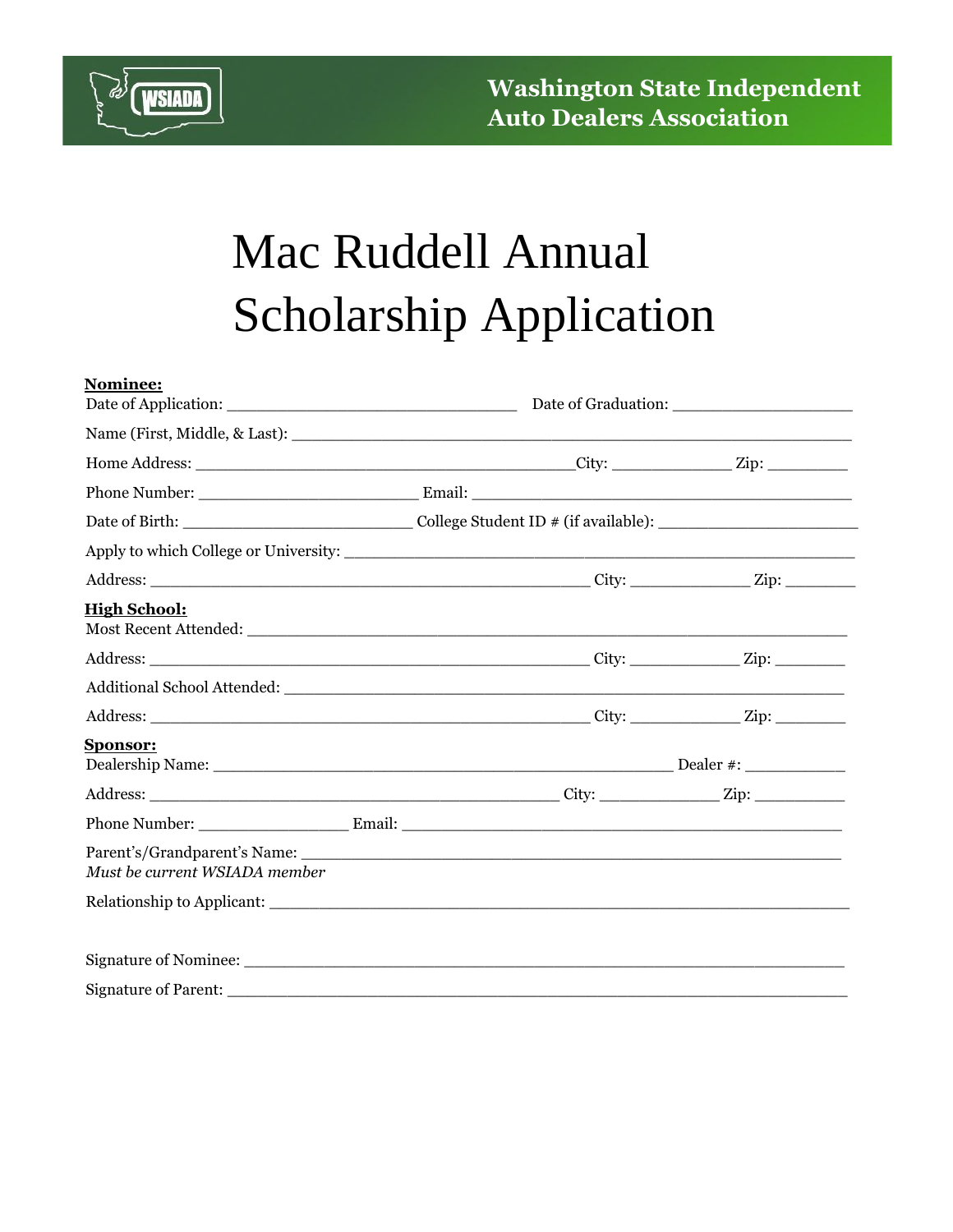**Washington State Independent Auto Dealers Association**

# Mac Ruddell Annual Scholarship Application

**Nominee:**

Date of Application: ________________________________ Date of Graduation: ____________________

Name (First, Middle, & Last): ______________________________________________________________

Home Address: __________________________________________City: _____________ Zip: _________

Phone Number: ________________________ Email: __________________________________________

Date of Birth: _________________________ College Student ID # (if available): _____________________

Apply to which College or University: ________________________________________________________

Address: ________________________________________________ City: _____________ Zip: ________

**High School:**

Most Recent Attended: __________________________________________________________________

Address: ________________________________________________ City: ____________ Zip: ________

Additional School Attended: ______________________________________________________________

Address: ________________________________________________ City: ____________ Zip: ________

**Sponsor:**

Dealership Name: ___________________________________________________ Dealer #: ___________

Address: _____________________________________________ City: _____________ Zip: __________

Phone Number: ________________ Email: _________________________________________________

Parent's/Grandparent's Name: ______________________________________________________________
*Must be current WSIADA member*

Relationship to Applicant: ________________________________________________________________

Signature of Nominee: ___________________________________________________________________

Signature of Parent: _____________________________________________________________________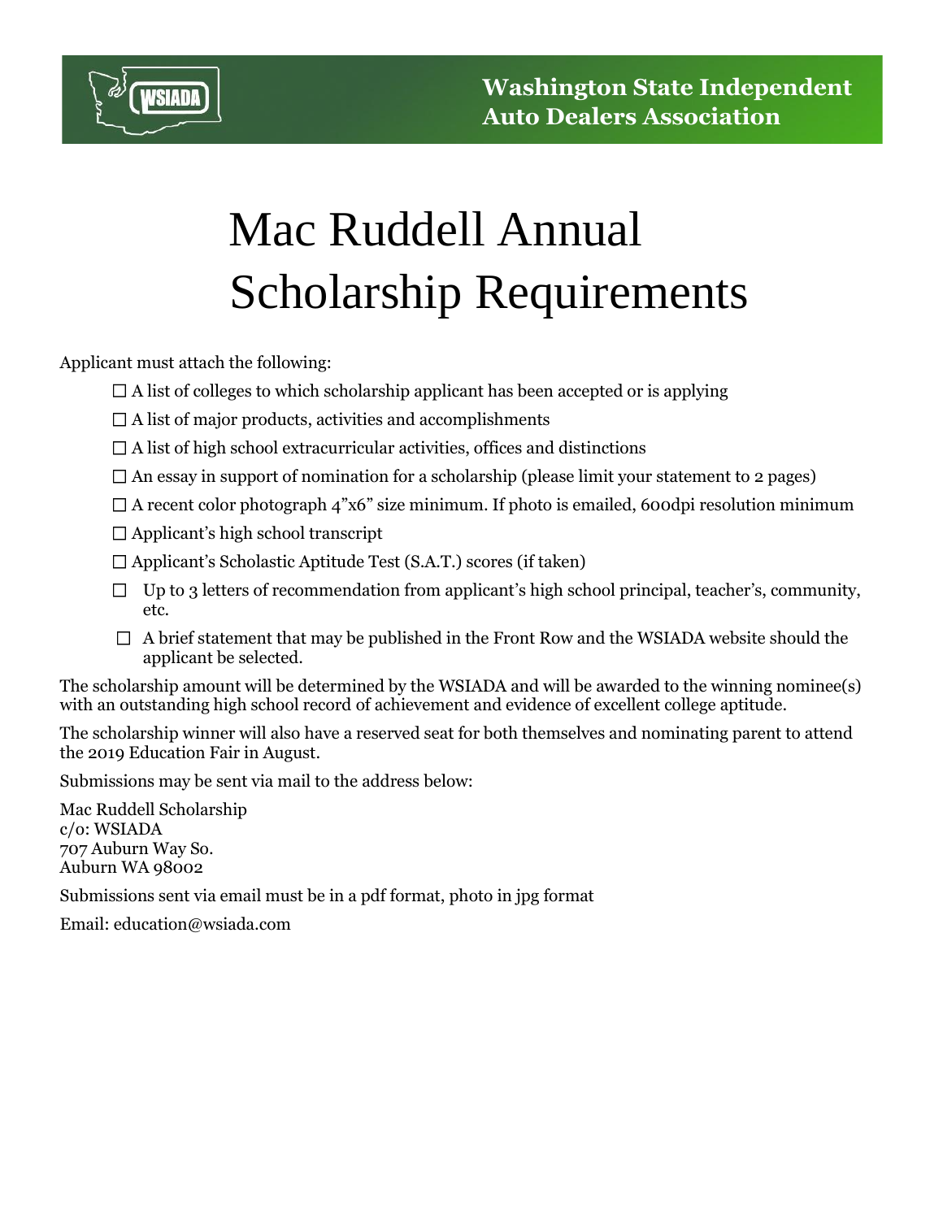**Washington State Independent Auto Dealers Association**

# Mac Ruddell Annual Scholarship Requirements

Applicant must attach the following:

- ☐ A list of colleges to which scholarship applicant has been accepted or is applying
- ☐ A list of major products, activities and accomplishments
- ☐ A list of high school extracurricular activities, offices and distinctions
- ☐ An essay in support of nomination for a scholarship (please limit your statement to 2 pages)
- ☐ A recent color photograph 4"x6" size minimum. If photo is emailed, 600dpi resolution minimum
- ☐ Applicant's high school transcript
- ☐ Applicant's Scholastic Aptitude Test (S.A.T.) scores (if taken)
- ☐ Up to 3 letters of recommendation from applicant's high school principal, teacher's, community, etc.
- ☐ A brief statement that may be published in the Front Row and the WSIADA website should the applicant be selected.

The scholarship amount will be determined by the WSIADA and will be awarded to the winning nominee(s) with an outstanding high school record of achievement and evidence of excellent college aptitude.

The scholarship winner will also have a reserved seat for both themselves and nominating parent to attend the 2019 Education Fair in August.

Submissions may be sent via mail to the address below:

Mac Ruddell Scholarship
c/o: WSIADA
707 Auburn Way So.
Auburn WA 98002

Submissions sent via email must be in a pdf format, photo in jpg format

Email: education@wsiada.com